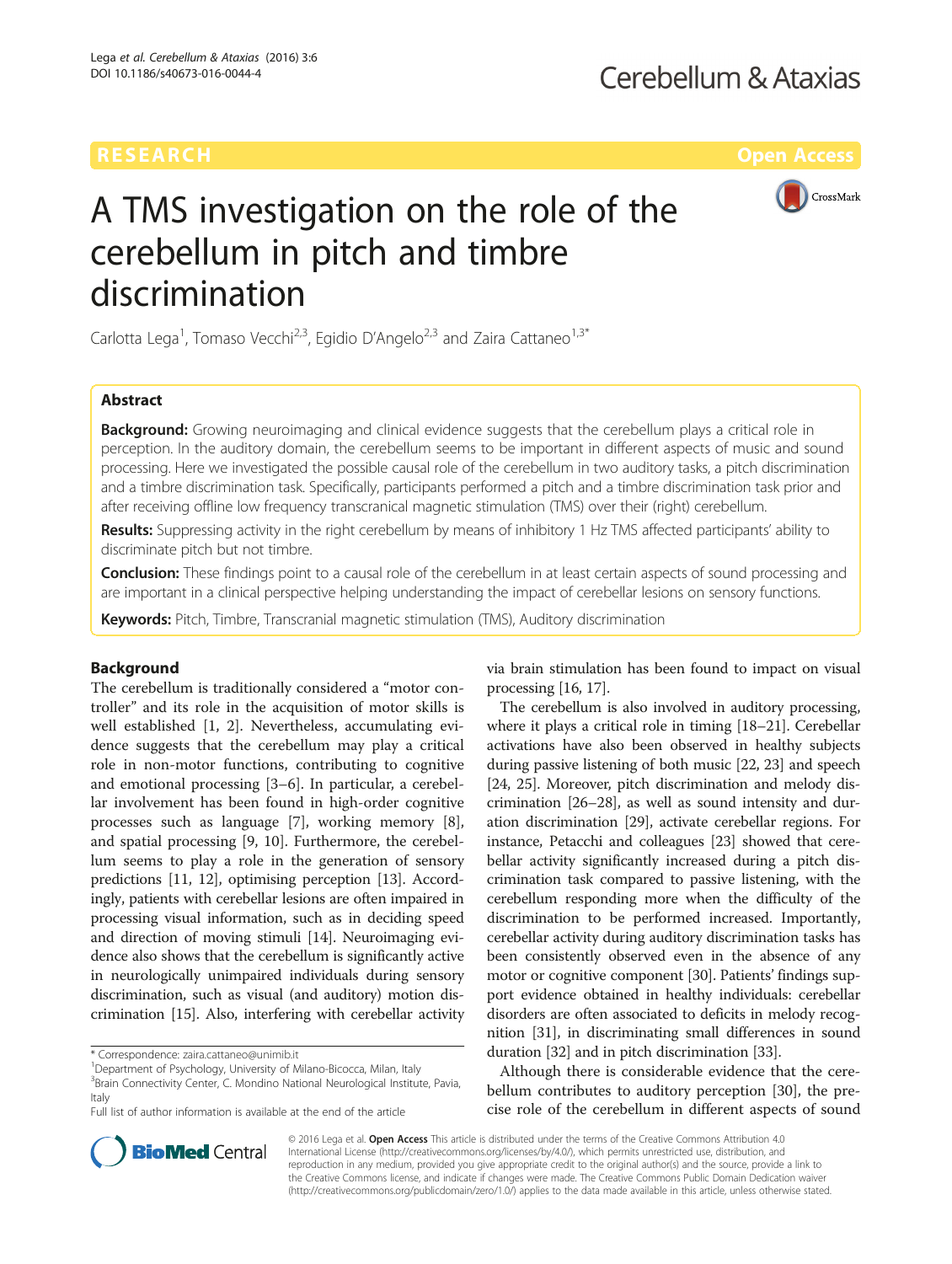RESEARCH

Open Access

# A TMS investigation on the role of the cerebellum in pitch and timbre discrimination

Carlotta Lega[1], Tomaso Vecchi[2,3], Egidio D'Angelo[2,3] and Zaira Cattaneo[1,3*]

## Abstract

**Background:** Growing neuroimaging and clinical evidence suggests that the cerebellum plays a critical role in perception. In the auditory domain, the cerebellum seems to be important in different aspects of music and sound processing. Here we investigated the possible causal role of the cerebellum in two auditory tasks, a pitch discrimination and a timbre discrimination task. Specifically, participants performed a pitch and a timbre discrimination task prior and after receiving offline low frequency transcranial magnetic stimulation (TMS) over their (right) cerebellum.

**Results:** Suppressing activity in the right cerebellum by means of inhibitory 1 Hz TMS affected participants' ability to discriminate pitch but not timbre.

**Conclusion:** These findings point to a causal role of the cerebellum in at least certain aspects of sound processing and are important in a clinical perspective helping understanding the impact of cerebellar lesions on sensory functions.

**Keywords:** Pitch, Timbre, Transcranial magnetic stimulation (TMS), Auditory discrimination

## Background

The cerebellum is traditionally considered a "motor controller" and its role in the acquisition of motor skills is well established [1, 2]. Nevertheless, accumulating evidence suggests that the cerebellum may play a critical role in non-motor functions, contributing to cognitive and emotional processing [3–6]. In particular, a cerebellar involvement has been found in high-order cognitive processes such as language [7], working memory [8], and spatial processing [9, 10]. Furthermore, the cerebellum seems to play a role in the generation of sensory predictions [11, 12], optimising perception [13]. Accordingly, patients with cerebellar lesions are often impaired in processing visual information, such as in deciding speed and direction of moving stimuli [14]. Neuroimaging evidence also shows that the cerebellum is significantly active in neurologically unimpaired individuals during sensory discrimination, such as visual (and auditory) motion discrimination [15]. Also, interfering with cerebellar activity via brain stimulation has been found to impact on visual processing [16, 17].

The cerebellum is also involved in auditory processing, where it plays a critical role in timing [18–21]. Cerebellar activations have also been observed in healthy subjects during passive listening of both music [22, 23] and speech [24, 25]. Moreover, pitch discrimination and melody discrimination [26–28], as well as sound intensity and duration discrimination [29], activate cerebellar regions. For instance, Petacchi and colleagues [23] showed that cerebellar activity significantly increased during a pitch discrimination task compared to passive listening, with the cerebellum responding more when the difficulty of the discrimination to be performed increased. Importantly, cerebellar activity during auditory discrimination tasks has been consistently observed even in the absence of any motor or cognitive component [30]. Patients' findings support evidence obtained in healthy individuals: cerebellar disorders are often associated to deficits in melody recognition [31], in discriminating small differences in sound duration [32] and in pitch discrimination [33].

Although there is considerable evidence that the cerebellum contributes to auditory perception [30], the precise role of the cerebellum in different aspects of sound

\* Correspondence: zaira.cattaneo@unimib.it
[1]Department of Psychology, University of Milano-Bicocca, Milan, Italy
[3]Brain Connectivity Center, C. Mondino National Neurological Institute, Pavia, Italy
Full list of author information is available at the end of the article

© 2016 Lega et al. **Open Access** This article is distributed under the terms of the Creative Commons Attribution 4.0 International License (http://creativecommons.org/licenses/by/4.0/), which permits unrestricted use, distribution, and reproduction in any medium, provided you give appropriate credit to the original author(s) and the source, provide a link to the Creative Commons license, and indicate if changes were made. The Creative Commons Public Domain Dedication waiver (http://creativecommons.org/publicdomain/zero/1.0/) applies to the data made available in this article, unless otherwise stated.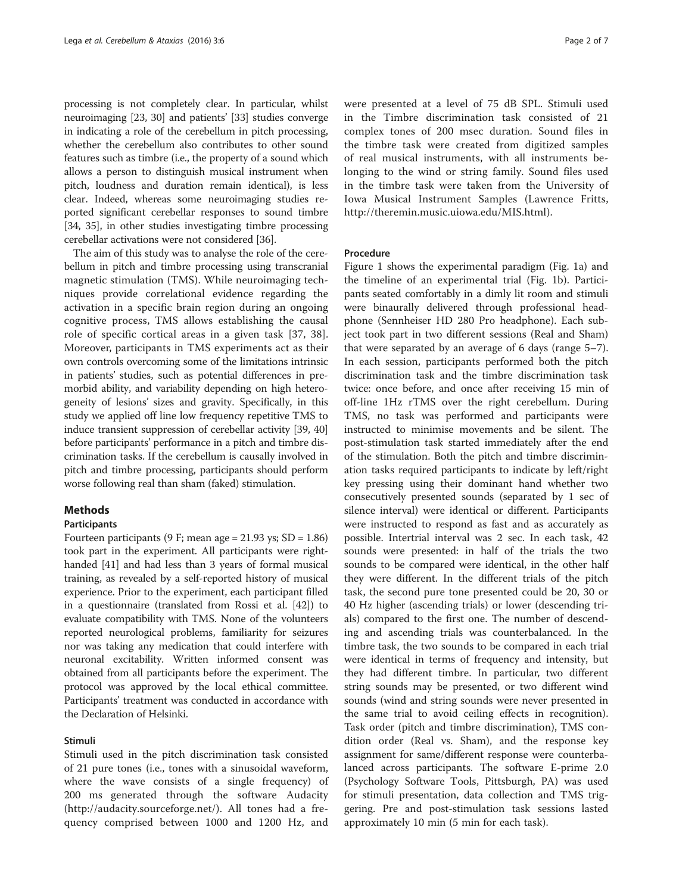processing is not completely clear. In particular, whilst neuroimaging [23, 30] and patients' [33] studies converge in indicating a role of the cerebellum in pitch processing, whether the cerebellum also contributes to other sound features such as timbre (i.e., the property of a sound which allows a person to distinguish musical instrument when pitch, loudness and duration remain identical), is less clear. Indeed, whereas some neuroimaging studies reported significant cerebellar responses to sound timbre [34, 35], in other studies investigating timbre processing cerebellar activations were not considered [36].

The aim of this study was to analyse the role of the cerebellum in pitch and timbre processing using transcranial magnetic stimulation (TMS). While neuroimaging techniques provide correlational evidence regarding the activation in a specific brain region during an ongoing cognitive process, TMS allows establishing the causal role of specific cortical areas in a given task [37, 38]. Moreover, participants in TMS experiments act as their own controls overcoming some of the limitations intrinsic in patients' studies, such as potential differences in premorbid ability, and variability depending on high heterogeneity of lesions' sizes and gravity. Specifically, in this study we applied off line low frequency repetitive TMS to induce transient suppression of cerebellar activity [39, 40] before participants' performance in a pitch and timbre discrimination tasks. If the cerebellum is causally involved in pitch and timbre processing, participants should perform worse following real than sham (faked) stimulation.

## Methods

### Participants

Fourteen participants (9 F; mean age = 21.93 ys; SD = 1.86) took part in the experiment. All participants were right-handed [41] and had less than 3 years of formal musical training, as revealed by a self-reported history of musical experience. Prior to the experiment, each participant filled in a questionnaire (translated from Rossi et al. [42]) to evaluate compatibility with TMS. None of the volunteers reported neurological problems, familiarity for seizures nor was taking any medication that could interfere with neuronal excitability. Written informed consent was obtained from all participants before the experiment. The protocol was approved by the local ethical committee. Participants' treatment was conducted in accordance with the Declaration of Helsinki.

### Stimuli

Stimuli used in the pitch discrimination task consisted of 21 pure tones (i.e., tones with a sinusoidal waveform, where the wave consists of a single frequency) of 200 ms generated through the software Audacity (http://audacity.sourceforge.net/). All tones had a frequency comprised between 1000 and 1200 Hz, and were presented at a level of 75 dB SPL. Stimuli used in the Timbre discrimination task consisted of 21 complex tones of 200 msec duration. Sound files in the timbre task were created from digitized samples of real musical instruments, with all instruments belonging to the wind or string family. Sound files used in the timbre task were taken from the University of Iowa Musical Instrument Samples (Lawrence Fritts, http://theremin.music.uiowa.edu/MIS.html).

### Procedure

Figure 1 shows the experimental paradigm (Fig. 1a) and the timeline of an experimental trial (Fig. 1b). Participants seated comfortably in a dimly lit room and stimuli were binaurally delivered through professional headphone (Sennheiser HD 280 Pro headphone). Each subject took part in two different sessions (Real and Sham) that were separated by an average of 6 days (range 5–7). In each session, participants performed both the pitch discrimination task and the timbre discrimination task twice: once before, and once after receiving 15 min of off-line 1Hz rTMS over the right cerebellum. During TMS, no task was performed and participants were instructed to minimise movements and be silent. The post-stimulation task started immediately after the end of the stimulation. Both the pitch and timbre discrimination tasks required participants to indicate by left/right key pressing using their dominant hand whether two consecutively presented sounds (separated by 1 sec of silence interval) were identical or different. Participants were instructed to respond as fast and as accurately as possible. Intertrial interval was 2 sec. In each task, 42 sounds were presented: in half of the trials the two sounds to be compared were identical, in the other half they were different. In the different trials of the pitch task, the second pure tone presented could be 20, 30 or 40 Hz higher (ascending trials) or lower (descending trials) compared to the first one. The number of descending and ascending trials was counterbalanced. In the timbre task, the two sounds to be compared in each trial were identical in terms of frequency and intensity, but they had different timbre. In particular, two different string sounds may be presented, or two different wind sounds (wind and string sounds were never presented in the same trial to avoid ceiling effects in recognition). Task order (pitch and timbre discrimination), TMS condition order (Real vs. Sham), and the response key assignment for same/different response were counterbalanced across participants. The software E-prime 2.0 (Psychology Software Tools, Pittsburgh, PA) was used for stimuli presentation, data collection and TMS triggering. Pre and post-stimulation task sessions lasted approximately 10 min (5 min for each task).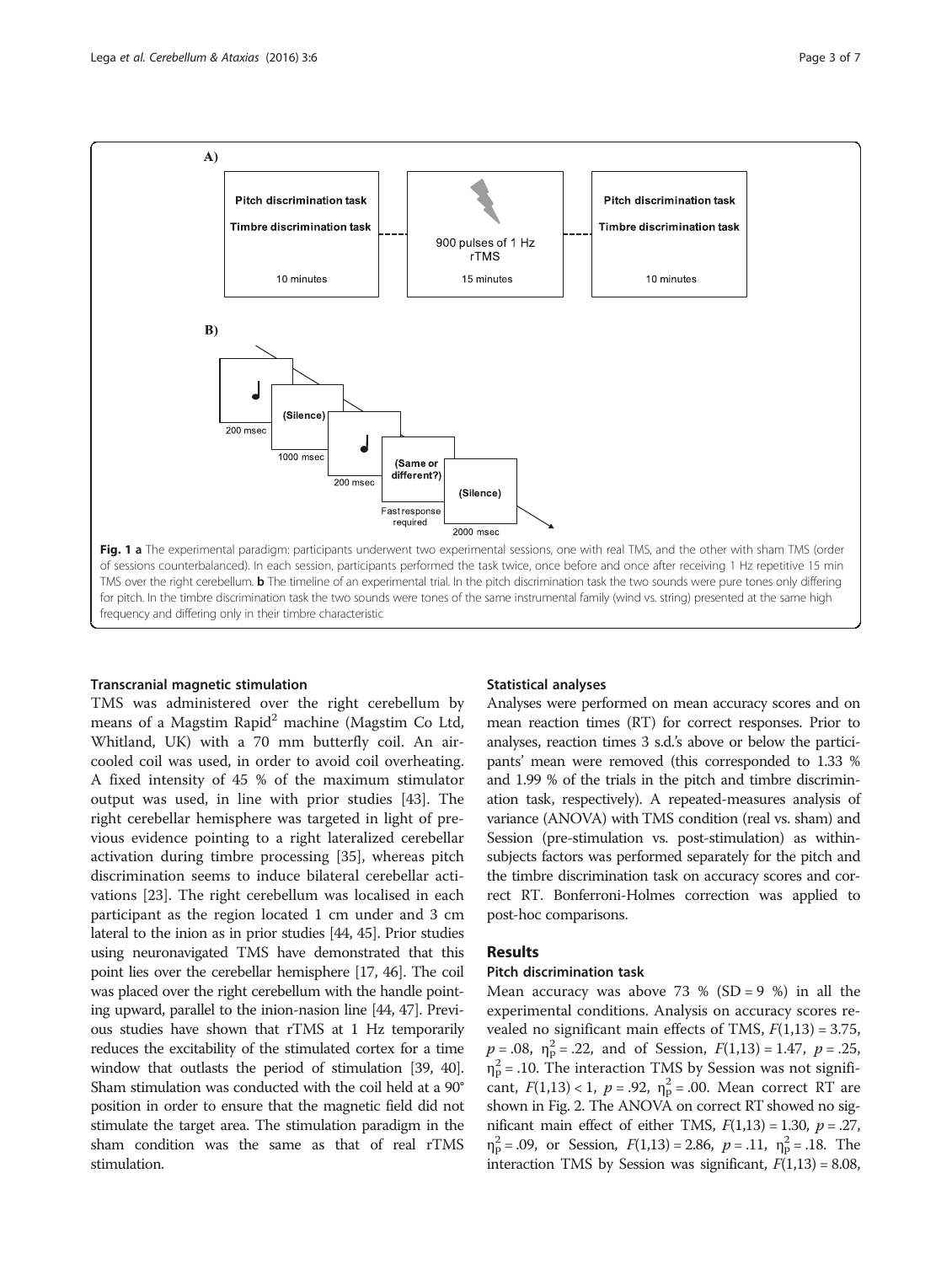A)

Pitch discrimination task

Timbre discrimination task

10 minutes

900 pulses of 1 Hz rTMS

15 minutes

Pitch discrimination task

Timbre discrimination task

10 minutes

B)

200 msec

(Silence)

1000 msec

200 msec

(Same or different?)

Fast response required

(Silence)

2000 msec

**Fig. 1 a** The experimental paradigm: participants underwent two experimental sessions, one with real TMS, and the other with sham TMS (order of sessions counterbalanced). In each session, participants performed the task twice, once before and once after receiving 1 Hz repetitive 15 min TMS over the right cerebellum. **b** The timeline of an experimental trial. In the pitch discrimination task the two sounds were pure tones only differing for pitch. In the timbre discrimination task the two sounds were tones of the same instrumental family (wind vs. string) presented at the same high frequency and differing only in their timbre characteristic

### Transcranial magnetic stimulation

TMS was administered over the right cerebellum by means of a Magstim Rapid$^2$ machine (Magstim Co Ltd, Whitland, UK) with a 70 mm butterfly coil. An air-cooled coil was used, in order to avoid coil overheating. A fixed intensity of 45 % of the maximum stimulator output was used, in line with prior studies [43]. The right cerebellar hemisphere was targeted in light of previous evidence pointing to a right lateralized cerebellar activation during timbre processing [35], whereas pitch discrimination seems to induce bilateral cerebellar activations [23]. The right cerebellum was localised in each participant as the region located 1 cm under and 3 cm lateral to the inion as in prior studies [44, 45]. Prior studies using neuronavigated TMS have demonstrated that this point lies over the cerebellar hemisphere [17, 46]. The coil was placed over the right cerebellum with the handle pointing upward, parallel to the inion-nasion line [44, 47]. Previous studies have shown that rTMS at 1 Hz temporarily reduces the excitability of the stimulated cortex for a time window that outlasts the period of stimulation [39, 40]. Sham stimulation was conducted with the coil held at a 90° position in order to ensure that the magnetic field did not stimulate the target area. The stimulation paradigm in the sham condition was the same as that of real rTMS stimulation.

### Statistical analyses

Analyses were performed on mean accuracy scores and on mean reaction times (RT) for correct responses. Prior to analyses, reaction times 3 s.d.'s above or below the participants' mean were removed (this corresponded to 1.33 % and 1.99 % of the trials in the pitch and timbre discrimination task, respectively). A repeated-measures analysis of variance (ANOVA) with TMS condition (real vs. sham) and Session (pre-stimulation vs. post-stimulation) as within-subjects factors was performed separately for the pitch and the timbre discrimination task on accuracy scores and correct RT. Bonferroni-Holmes correction was applied to post-hoc comparisons.

## Results

### Pitch discrimination task

Mean accuracy was above 73 % (SD = 9 %) in all the experimental conditions. Analysis on accuracy scores revealed no significant main effects of TMS, $F(1,13) = 3.75$, $p = .08$, $\eta^2_p = .22$, and of Session, $F(1,13) = 1.47$, $p = .25$, $\eta^2_p = .10$. The interaction TMS by Session was not significant, $F(1,13) < 1$, $p = .92$, $\eta^2_p = .00$. Mean correct RT are shown in Fig. 2. The ANOVA on correct RT showed no significant main effect of either TMS, $F(1,13) = 1.30$, $p = .27$, $\eta^2_p = .09$, or Session, $F(1,13) = 2.86$, $p = .11$, $\eta^2_p = .18$. The interaction TMS by Session was significant, $F(1,13) = 8.08$,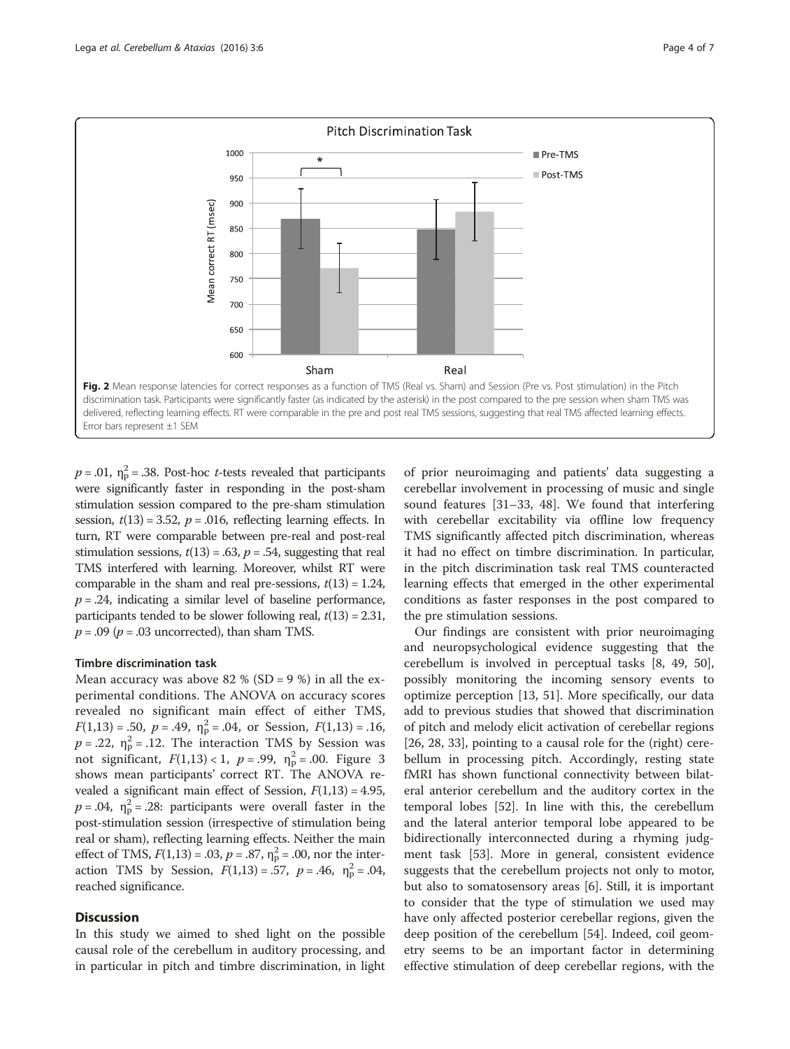Fig. 2 Mean response latencies for correct responses as a function of TMS (Real vs. Sham) and Session (Pre vs. Post stimulation) in the Pitch discrimination task. Participants were significantly faster (as indicated by the asterisk) in the post compared to the pre session when sham TMS was delivered, reflecting learning effects. RT were comparable in the pre and post real TMS sessions, suggesting that real TMS affected learning effects. Error bars represent ±1 SEM

$p = .01$, $\eta_p^2 = .38$. Post-hoc *t*-tests revealed that participants were significantly faster in responding in the post-sham stimulation session compared to the pre-sham stimulation session, $t(13) = 3.52$, $p = .016$, reflecting learning effects. In turn, RT were comparable between pre-real and post-real stimulation sessions, $t(13) = .63$, $p = .54$, suggesting that real TMS interfered with learning. Moreover, whilst RT were comparable in the sham and real pre-sessions, $t(13) = 1.24$, $p = .24$, indicating a similar level of baseline performance, participants tended to be slower following real, $t(13) = 2.31$, $p = .09$ ($p = .03$ uncorrected), than sham TMS.

#### Timbre discrimination task

Mean accuracy was above 82 % (SD = 9 %) in all the experimental conditions. The ANOVA on accuracy scores revealed no significant main effect of either TMS, $F(1,13) = .50$, $p = .49$, $\eta_p^2 = .04$, or Session, $F(1,13) = .16$, $p = .22$, $\eta_p^2 = .12$. The interaction TMS by Session was not significant, $F(1,13) < 1$, $p = .99$, $\eta_p^2 = .00$. Figure 3 shows mean participants' correct RT. The ANOVA revealed a significant main effect of Session, $F(1,13) = 4.95$, $p = .04$, $\eta_p^2 = .28$: participants were overall faster in the post-stimulation session (irrespective of stimulation being real or sham), reflecting learning effects. Neither the main effect of TMS, $F(1,13) = .03$, $p = .87$, $\eta_p^2 = .00$, nor the interaction TMS by Session, $F(1,13) = .57$, $p = .46$, $\eta_p^2 = .04$, reached significance.

## Discussion

In this study we aimed to shed light on the possible causal role of the cerebellum in auditory processing, and in particular in pitch and timbre discrimination, in light of prior neuroimaging and patients' data suggesting a cerebellar involvement in processing of music and single sound features [31–33, 48]. We found that interfering with cerebellar excitability via offline low frequency TMS significantly affected pitch discrimination, whereas it had no effect on timbre discrimination. In particular, in the pitch discrimination task real TMS counteracted learning effects that emerged in the other experimental conditions as faster responses in the post compared to the pre stimulation sessions.

Our findings are consistent with prior neuroimaging and neuropsychological evidence suggesting that the cerebellum is involved in perceptual tasks [8, 49, 50], possibly monitoring the incoming sensory events to optimize perception [13, 51]. More specifically, our data add to previous studies that showed that discrimination of pitch and melody elicit activation of cerebellar regions [26, 28, 33], pointing to a causal role for the (right) cerebellum in processing pitch. Accordingly, resting state fMRI has shown functional connectivity between bilateral anterior cerebellum and the auditory cortex in the temporal lobes [52]. In line with this, the cerebellum and the lateral anterior temporal lobe appeared to be bidirectionally interconnected during a rhyming judgment task [53]. More in general, consistent evidence suggests that the cerebellum projects not only to motor, but also to somatosensory areas [6]. Still, it is important to consider that the type of stimulation we used may have only affected posterior cerebellar regions, given the deep position of the cerebellum [54]. Indeed, coil geometry seems to be an important factor in determining effective stimulation of deep cerebellar regions, with the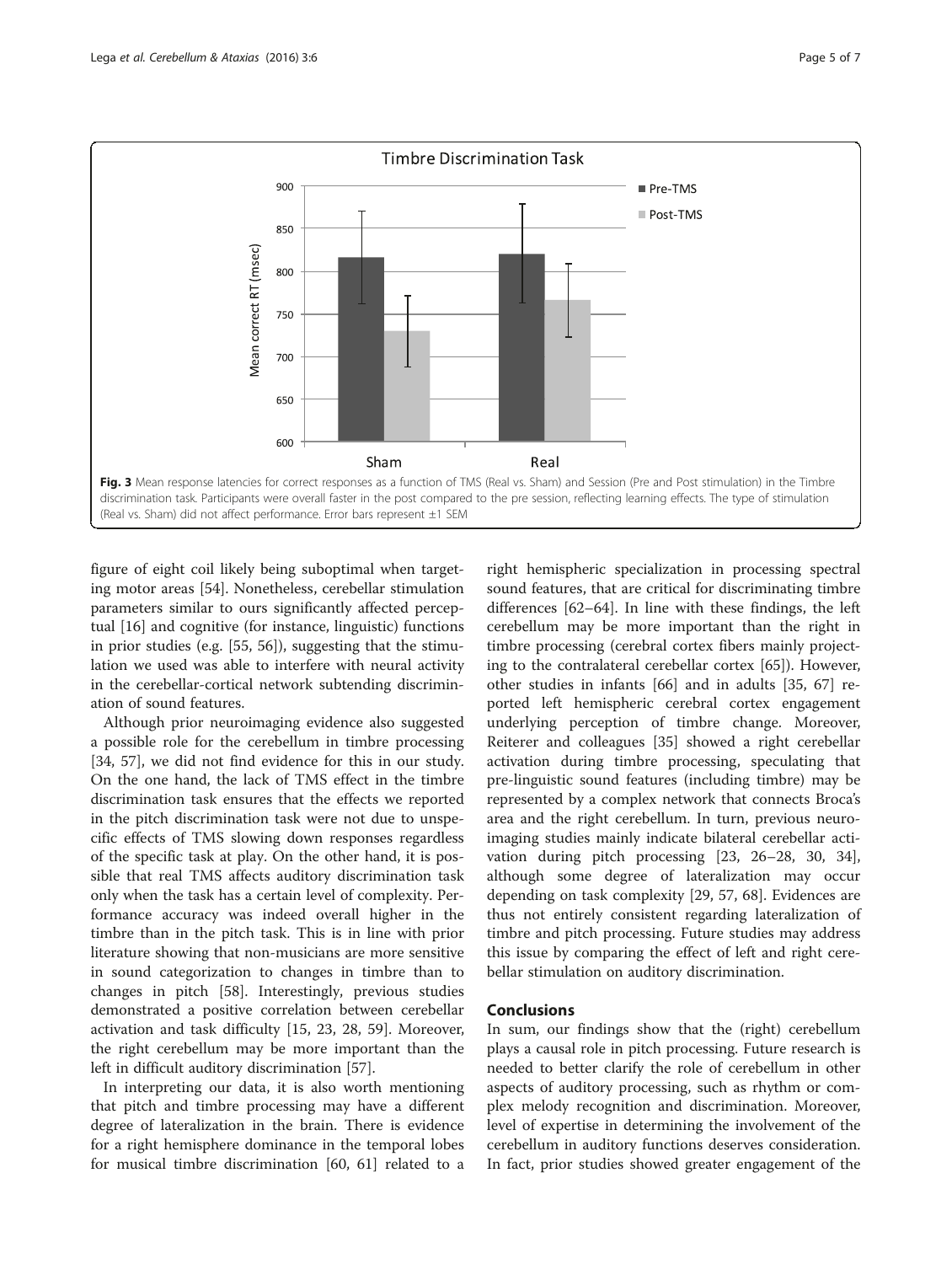Fig. 3 Mean response latencies for correct responses as a function of TMS (Real vs. Sham) and Session (Pre and Post stimulation) in the Timbre discrimination task. Participants were overall faster in the post compared to the pre session, reflecting learning effects. The type of stimulation (Real vs. Sham) did not affect performance. Error bars represent ±1 SEM

figure of eight coil likely being suboptimal when targeting motor areas [54]. Nonetheless, cerebellar stimulation parameters similar to ours significantly affected perceptual [16] and cognitive (for instance, linguistic) functions in prior studies (e.g. [55, 56]), suggesting that the stimulation we used was able to interfere with neural activity in the cerebellar-cortical network subtending discrimination of sound features.

Although prior neuroimaging evidence also suggested a possible role for the cerebellum in timbre processing [34, 57], we did not find evidence for this in our study. On the one hand, the lack of TMS effect in the timbre discrimination task ensures that the effects we reported in the pitch discrimination task were not due to unspecific effects of TMS slowing down responses regardless of the specific task at play. On the other hand, it is possible that real TMS affects auditory discrimination task only when the task has a certain level of complexity. Performance accuracy was indeed overall higher in the timbre than in the pitch task. This is in line with prior literature showing that non-musicians are more sensitive in sound categorization to changes in timbre than to changes in pitch [58]. Interestingly, previous studies demonstrated a positive correlation between cerebellar activation and task difficulty [15, 23, 28, 59]. Moreover, the right cerebellum may be more important than the left in difficult auditory discrimination [57].

In interpreting our data, it is also worth mentioning that pitch and timbre processing may have a different degree of lateralization in the brain. There is evidence for a right hemisphere dominance in the temporal lobes for musical timbre discrimination [60, 61] related to a right hemispheric specialization in processing spectral sound features, that are critical for discriminating timbre differences [62–64]. In line with these findings, the left cerebellum may be more important than the right in timbre processing (cerebral cortex fibers mainly projecting to the contralateral cerebellar cortex [65]). However, other studies in infants [66] and in adults [35, 67] reported left hemispheric cerebral cortex engagement underlying perception of timbre change. Moreover, Reiterer and colleagues [35] showed a right cerebellar activation during timbre processing, speculating that pre-linguistic sound features (including timbre) may be represented by a complex network that connects Broca's area and the right cerebellum. In turn, previous neuroimaging studies mainly indicate bilateral cerebellar activation during pitch processing [23, 26–28, 30, 34], although some degree of lateralization may occur depending on task complexity [29, 57, 68]. Evidences are thus not entirely consistent regarding lateralization of timbre and pitch processing. Future studies may address this issue by comparing the effect of left and right cerebellar stimulation on auditory discrimination.

## Conclusions

In sum, our findings show that the (right) cerebellum plays a causal role in pitch processing. Future research is needed to better clarify the role of cerebellum in other aspects of auditory processing, such as rhythm or complex melody recognition and discrimination. Moreover, level of expertise in determining the involvement of the cerebellum in auditory functions deserves consideration. In fact, prior studies showed greater engagement of the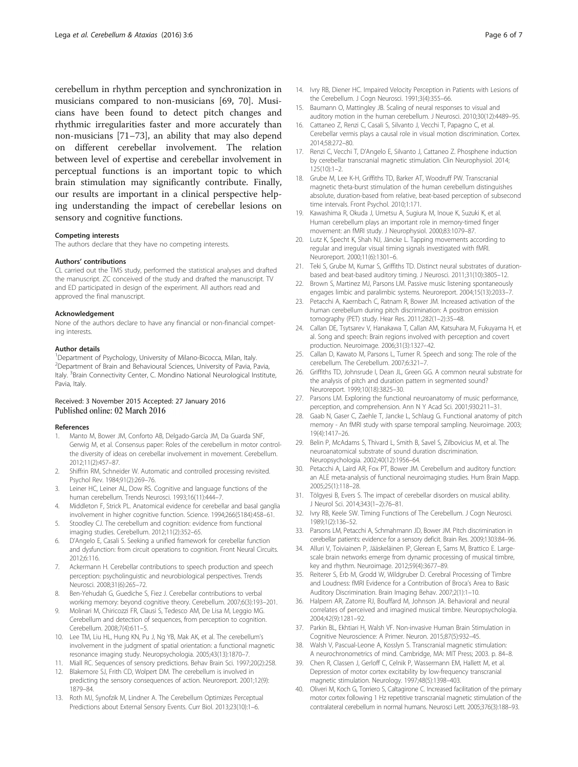cerebellum in rhythm perception and synchronization in musicians compared to non-musicians [69, 70]. Musicians have been found to detect pitch changes and rhythmic irregularities faster and more accurately than non-musicians [71–73], an ability that may also depend on different cerebellar involvement. The relation between level of expertise and cerebellar involvement in perceptual functions is an important topic to which brain stimulation may significantly contribute. Finally, our results are important in a clinical perspective helping understanding the impact of cerebellar lesions on sensory and cognitive functions.

#### Competing interests

The authors declare that they have no competing interests.

#### Authors' contributions

CL carried out the TMS study, performed the statistical analyses and drafted the manuscript. ZC conceived of the study and drafted the manuscript. TV and ED participated in design of the experiment. All authors read and approved the final manuscript.

#### Acknowledgement

None of the authors declare to have any financial or non-financial competing interests.

#### Author details

[1]Department of Psychology, University of Milano-Bicocca, Milan, Italy. [2]Department of Brain and Behavioural Sciences, University of Pavia, Pavia, Italy. [3]Brain Connectivity Center, C. Mondino National Neurological Institute, Pavia, Italy.

Received: 3 November 2015 Accepted: 27 January 2016
Published online: 02 March 2016

#### References

1. Manto M, Bower JM, Conforto AB, Delgado-García JM, Da Guarda SNF, Gerwig M, et al. Consensus paper: Roles of the cerebellum in motor control-the diversity of ideas on cerebellar involvement in movement. Cerebellum. 2012;11(2):457–87.
2. Shiffrin RM, Schneider W. Automatic and controlled processing revisited. Psychol Rev. 1984;91(2):269–76.
3. Leiner HC, Leiner AL, Dow RS. Cognitive and language functions of the human cerebellum. Trends Neurosci. 1993;16(11):444–7.
4. Middleton F, Strick PL. Anatomical evidence for cerebellar and basal ganglia involvement in higher cognitive function. Science. 1994;266(5184):458–61.
5. Stoodley CJ. The cerebellum and cognition: evidence from functional imaging studies. Cerebellum. 2012;11(2):352–65.
6. D'Angelo E, Casali S. Seeking a unified framework for cerebellar function and dysfunction: from circuit operations to cognition. Front Neural Circuits. 2012;6:116.
7. Ackermann H. Cerebellar contributions to speech production and speech perception: psycholinguistic and neurobiological perspectives. Trends Neurosci. 2008;31(6):265–72.
8. Ben-Yehudah G, Guediche S, Fiez J. Cerebellar contributions to verbal working memory: beyond cognitive theory. Cerebellum. 2007;6(3):193–201.
9. Molinari M, Chiricozzi FR, Clausi S, Tedesco AM, De Lisa M, Leggio MG. Cerebellum and detection of sequences, from perception to cognition. Cerebellum. 2008;7(4):611–5.
10. Lee TM, Liu HL, Hung KN, Pu J, Ng YB, Mak AK, et al. The cerebellum's involvement in the judgment of spatial orientation: a functional magnetic resonance imaging study. Neuropsychologia. 2005;43(13):1870–7.
11. Miall RC. Sequences of sensory predictions. Behav Brain Sci. 1997;20(2):258.
12. Blakemore SJ, Frith CD, Wolpert DM. The cerebellum is involved in predicting the sensory consequences of action. Neuroreport. 2001;12(9): 1879–84.
13. Roth MJ, Synofzik M, Lindner A. The Cerebellum Optimizes Perceptual Predictions about External Sensory Events. Curr Biol. 2013;23(10):1–6.
14. Ivry RB, Diener HC. Impaired Velocity Perception in Patients with Lesions of the Cerebellum. J Cogn Neurosci. 1991;3(4):355–66.
15. Baumann O, Mattingley JB. Scaling of neural responses to visual and auditory motion in the human cerebellum. J Neurosci. 2010;30(12):4489–95.
16. Cattaneo Z, Renzi C, Casali S, Silvanto J, Vecchi T, Papagno C, et al. Cerebellar vermis plays a causal role in visual motion discrimination. Cortex. 2014;58:272–80.
17. Renzi C, Vecchi T, D'Angelo E, Silvanto J, Cattaneo Z. Phosphene induction by cerebellar transcranial magnetic stimulation. Clin Neurophysiol. 2014; 125(10):1–2.
18. Grube M, Lee K-H, Griffiths TD, Barker AT, Woodruff PW. Transcranial magnetic theta-burst stimulation of the human cerebellum distinguishes absolute, duration-based from relative, beat-based perception of subsecond time intervals. Front Psychol. 2010;1:171.
19. Kawashima R, Okuda J, Umetsu A, Sugiura M, Inoue K, Suzuki K, et al. Human cerebellum plays an important role in memory-timed finger movement: an fMRI study. J Neurophysiol. 2000;83:1079–87.
20. Lutz K, Specht K, Shah NJ, Jäncke L. Tapping movements according to regular and irregular visual timing signals investigated with fMRI. Neuroreport. 2000;11(6):1301–6.
21. Teki S, Grube M, Kumar S, Griffiths TD. Distinct neural substrates of duration-based and beat-based auditory timing. J Neurosci. 2011;31(10):3805–12.
22. Brown S, Martinez MJ, Parsons LM. Passive music listening spontaneously engages limbic and paralimbic systems. Neuroreport. 2004;15(13):2033–7.
23. Petacchi A, Kaernbach C, Ratnam R, Bower JM. Increased activation of the human cerebellum during pitch discrimination: A positron emission tomography (PET) study. Hear Res. 2011;282(1–2):35–48.
24. Callan DE, Tsytsarev V, Hanakawa T, Callan AM, Katsuhara M, Fukuyama H, et al. Song and speech: Brain regions involved with perception and covert production. Neuroimage. 2006;31(3):1327–42.
25. Callan D, Kawato M, Parsons L, Turner R. Speech and song: The role of the cerebellum. The Cerebellum. 2007;6:321–7.
26. Griffiths TD, Johnsrude I, Dean JL, Green GG. A common neural substrate for the analysis of pitch and duration pattern in segmented sound? Neuroreport. 1999;10(18):3825–30.
27. Parsons LM. Exploring the functional neuroanatomy of music performance, perception, and comprehension. Ann N Y Acad Sci. 2001;930:211–31.
28. Gaab N, Gaser C, Zaehle T, Jancke L, Schlaug G. Functional anatomy of pitch memory - An fMRI study with sparse temporal sampling. Neuroimage. 2003; 19(4):1417–26.
29. Belin P, McAdams S, Thivard L, Smith B, Savel S, Zilbovicius M, et al. The neuroanatomical substrate of sound duration discrimination. Neuropsychologia. 2002;40(12):1956–64.
30. Petacchi A, Laird AR, Fox PT, Bower JM. Cerebellum and auditory function: an ALE meta-analysis of functional neuroimaging studies. Hum Brain Mapp. 2005;25(1):118–28.
31. Tölgyesi B, Evers S. The impact of cerebellar disorders on musical ability. J Neurol Sci. 2014;343(1–2):76–81.
32. Ivry RB, Keele SW. Timing Functions of The Cerebellum. J Cogn Neurosci. 1989;1(2):136–52.
33. Parsons LM, Petacchi A, Schmahmann JD, Bower JM. Pitch discrimination in cerebellar patients: evidence for a sensory deficit. Brain Res. 2009;1303:84–96.
34. Alluri V, Toiviainen P, Jääskeläinen IP, Glerean E, Sams M, Brattico E. Large-scale brain networks emerge from dynamic processing of musical timbre, key and rhythm. Neuroimage. 2012;59(4):3677–89.
35. Reiterer S, Erb M, Grodd W, Wildgruber D. Cerebral Processing of Timbre and Loudness: fMRI Evidence for a Contribution of Broca's Area to Basic Auditory Discrimination. Brain Imaging Behav. 2007;2(1):1–10.
36. Halpern AR, Zatorre RJ, Bouffard M, Johnson JA. Behavioral and neural correlates of perceived and imagined musical timbre. Neuropsychologia. 2004;42(9):1281–92.
37. Parkin BL, Ekhtiari H, Walsh VF. Non-invasive Human Brain Stimulation in Cognitive Neuroscience: A Primer. Neuron. 2015;87(5):932–45.
38. Walsh V, Pascual-Leone A, Kosslyn S. Transcranial magnetic stimulation: A neurochronometrics of mind. Cambridge, MA: MIT Press; 2003. p. 84–8.
39. Chen R, Classen J, Gerloff C, Celnik P, Wassermann EM, Hallett M, et al. Depression of motor cortex excitability by low-frequency transcranial magnetic stimulation. Neurology. 1997;48(5):1398–403.
40. Oliveri M, Koch G, Torriero S, Caltagirone C. Increased facilitation of the primary motor cortex following 1 Hz repetitive transcranial magnetic stimulation of the contralateral cerebellum in normal humans. Neurosci Lett. 2005;376(3):188–93.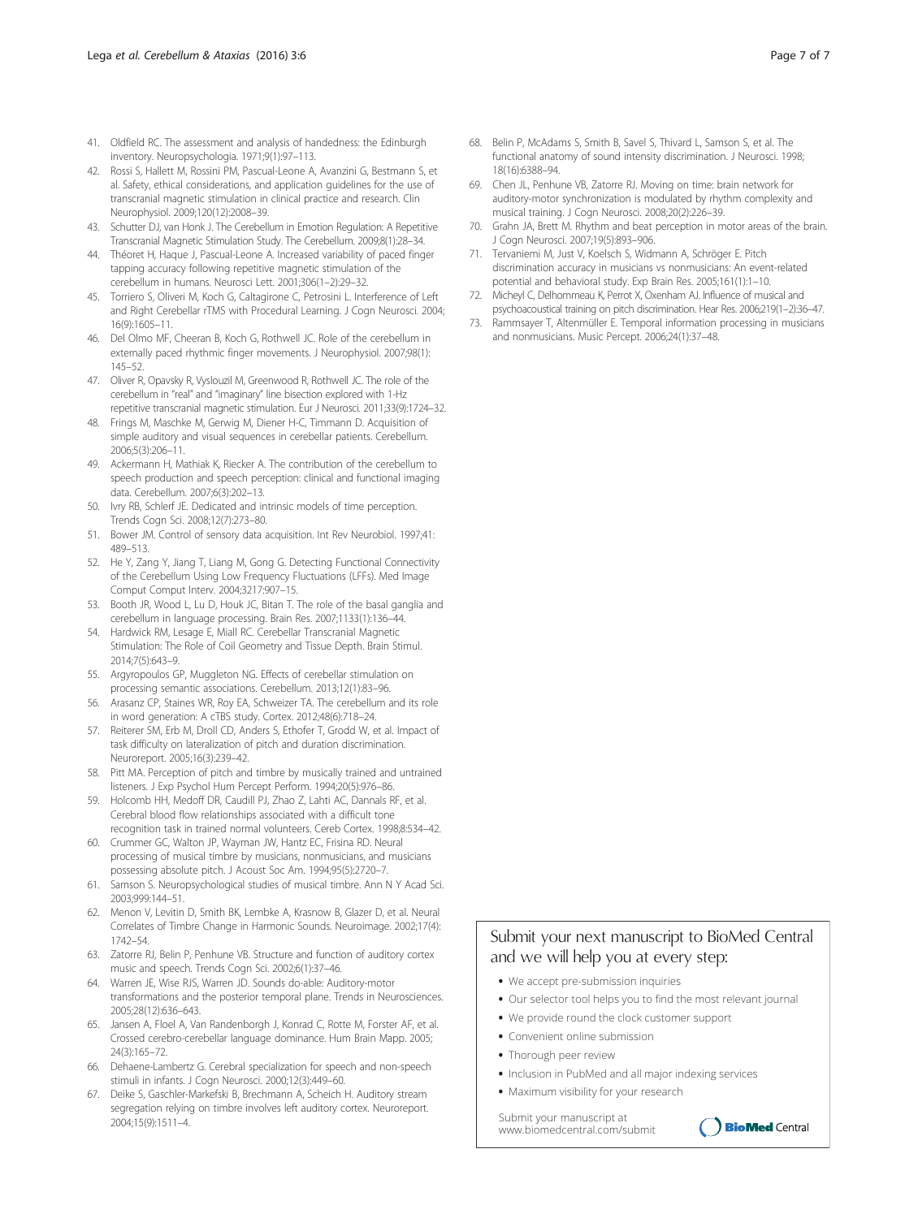41. Oldfield RC. The assessment and analysis of handedness: the Edinburgh inventory. Neuropsychologia. 1971;9(1):97–113.
42. Rossi S, Hallett M, Rossini PM, Pascual-Leone A, Avanzini G, Bestmann S, et al. Safety, ethical considerations, and application guidelines for the use of transcranial magnetic stimulation in clinical practice and research. Clin Neurophysiol. 2009;120(12):2008–39.
43. Schutter DJ, van Honk J. The Cerebellum in Emotion Regulation: A Repetitive Transcranial Magnetic Stimulation Study. The Cerebellum. 2009;8(1):28–34.
44. Théoret H, Haque J, Pascual-Leone A. Increased variability of paced finger tapping accuracy following repetitive magnetic stimulation of the cerebellum in humans. Neurosci Lett. 2001;306(1–2):29–32.
45. Torriero S, Oliveri M, Koch G, Caltagirone C, Petrosini L. Interference of Left and Right Cerebellar rTMS with Procedural Learning. J Cogn Neurosci. 2004; 16(9):1605–11.
46. Del Olmo MF, Cheeran B, Koch G, Rothwell JC. Role of the cerebellum in externally paced rhythmic finger movements. J Neurophysiol. 2007;98(1): 145–52.
47. Oliver R, Opavsky R, Vyslouzil M, Greenwood R, Rothwell JC. The role of the cerebellum in "real" and "imaginary" line bisection explored with 1-Hz repetitive transcranial magnetic stimulation. Eur J Neurosci. 2011;33(9):1724–32.
48. Frings M, Maschke M, Gerwig M, Diener H-C, Timmann D. Acquisition of simple auditory and visual sequences in cerebellar patients. Cerebellum. 2006;5(3):206–11.
49. Ackermann H, Mathiak K, Riecker A. The contribution of the cerebellum to speech production and speech perception: clinical and functional imaging data. Cerebellum. 2007;6(3):202–13.
50. Ivry RB, Schlerf JE. Dedicated and intrinsic models of time perception. Trends Cogn Sci. 2008;12(7):273–80.
51. Bower JM. Control of sensory data acquisition. Int Rev Neurobiol. 1997;41: 489–513.
52. He Y, Zang Y, Jiang T, Liang M, Gong G. Detecting Functional Connectivity of the Cerebellum Using Low Frequency Fluctuations (LFFs). Med Image Comput Comput Interv. 2004;3217:907–15.
53. Booth JR, Wood L, Lu D, Houk JC, Bitan T. The role of the basal ganglia and cerebellum in language processing. Brain Res. 2007;1133(1):136–44.
54. Hardwick RM, Lesage E, Miall RC. Cerebellar Transcranial Magnetic Stimulation: The Role of Coil Geometry and Tissue Depth. Brain Stimul. 2014;7(5):643–9.
55. Argyropoulos GP, Muggleton NG. Effects of cerebellar stimulation on processing semantic associations. Cerebellum. 2013;12(1):83–96.
56. Arasanz CP, Staines WR, Roy EA, Schweizer TA. The cerebellum and its role in word generation: A cTBS study. Cortex. 2012;48(6):718–24.
57. Reiterer SM, Erb M, Droll CD, Anders S, Ethofer T, Grodd W, et al. Impact of task difficulty on lateralization of pitch and duration discrimination. Neuroreport. 2005;16(3):239–42.
58. Pitt MA. Perception of pitch and timbre by musically trained and untrained listeners. J Exp Psychol Hum Percept Perform. 1994;20(5):976–86.
59. Holcomb HH, Medoff DR, Caudill PJ, Zhao Z, Lahti AC, Dannals RF, et al. Cerebral blood flow relationships associated with a difficult tone recognition task in trained normal volunteers. Cereb Cortex. 1998;8:534–42.
60. Crummer GC, Walton JP, Wayman JW, Hantz EC, Frisina RD. Neural processing of musical timbre by musicians, nonmusicians, and musicians possessing absolute pitch. J Acoust Soc Am. 1994;95(5):2720–7.
61. Samson S. Neuropsychological studies of musical timbre. Ann N Y Acad Sci. 2003;999:144–51.
62. Menon V, Levitin D, Smith BK, Lembke A, Krasnow B, Glazer D, et al. Neural Correlates of Timbre Change in Harmonic Sounds. Neuroimage. 2002;17(4): 1742–54.
63. Zatorre RJ, Belin P, Penhune VB. Structure and function of auditory cortex music and speech. Trends Cogn Sci. 2002;6(1):37–46.
64. Warren JE, Wise RJS, Warren JD. Sounds do-able: Auditory-motor transformations and the posterior temporal plane. Trends in Neurosciences. 2005;28(12):636–643.
65. Jansen A, Floel A, Van Randenborgh J, Konrad C, Rotte M, Forster AF, et al. Crossed cerebro-cerebellar language dominance. Hum Brain Mapp. 2005; 24(3):165–72.
66. Dehaene-Lambertz G. Cerebral specialization for speech and non-speech stimuli in infants. J Cogn Neurosci. 2000;12(3):449–60.
67. Deike S, Gaschler-Markefski B, Brechmann A, Scheich H. Auditory stream segregation relying on timbre involves left auditory cortex. Neuroreport. 2004;15(9):1511–4.
68. Belin P, McAdams S, Smith B, Savel S, Thivard L, Samson S, et al. The functional anatomy of sound intensity discrimination. J Neurosci. 1998; 18(16):6388–94.
69. Chen JL, Penhune VB, Zatorre RJ. Moving on time: brain network for auditory-motor synchronization is modulated by rhythm complexity and musical training. J Cogn Neurosci. 2008;20(2):226–39.
70. Grahn JA, Brett M. Rhythm and beat perception in motor areas of the brain. J Cogn Neurosci. 2007;19(5):893–906.
71. Tervaniemi M, Just V, Koelsch S, Widmann A, Schröger E. Pitch discrimination accuracy in musicians vs nonmusicians: An event-related potential and behavioral study. Exp Brain Res. 2005;161(1):1–10.
72. Micheyl C, Delhommeau K, Perrot X, Oxenham AJ. Influence of musical and psychoacoustical training on pitch discrimination. Hear Res. 2006;219(1–2):36–47.
73. Rammsayer T, Altenmüller E. Temporal information processing in musicians and nonmusicians. Music Percept. 2006;24(1):37–48.

Submit your next manuscript to BioMed Central and we will help you at every step:

- We accept pre-submission inquiries
- Our selector tool helps you to find the most relevant journal
- We provide round the clock customer support
- Convenient online submission
- Thorough peer review
- Inclusion in PubMed and all major indexing services
- Maximum visibility for your research

Submit your manuscript at www.biomedcentral.com/submit

BioMed Central